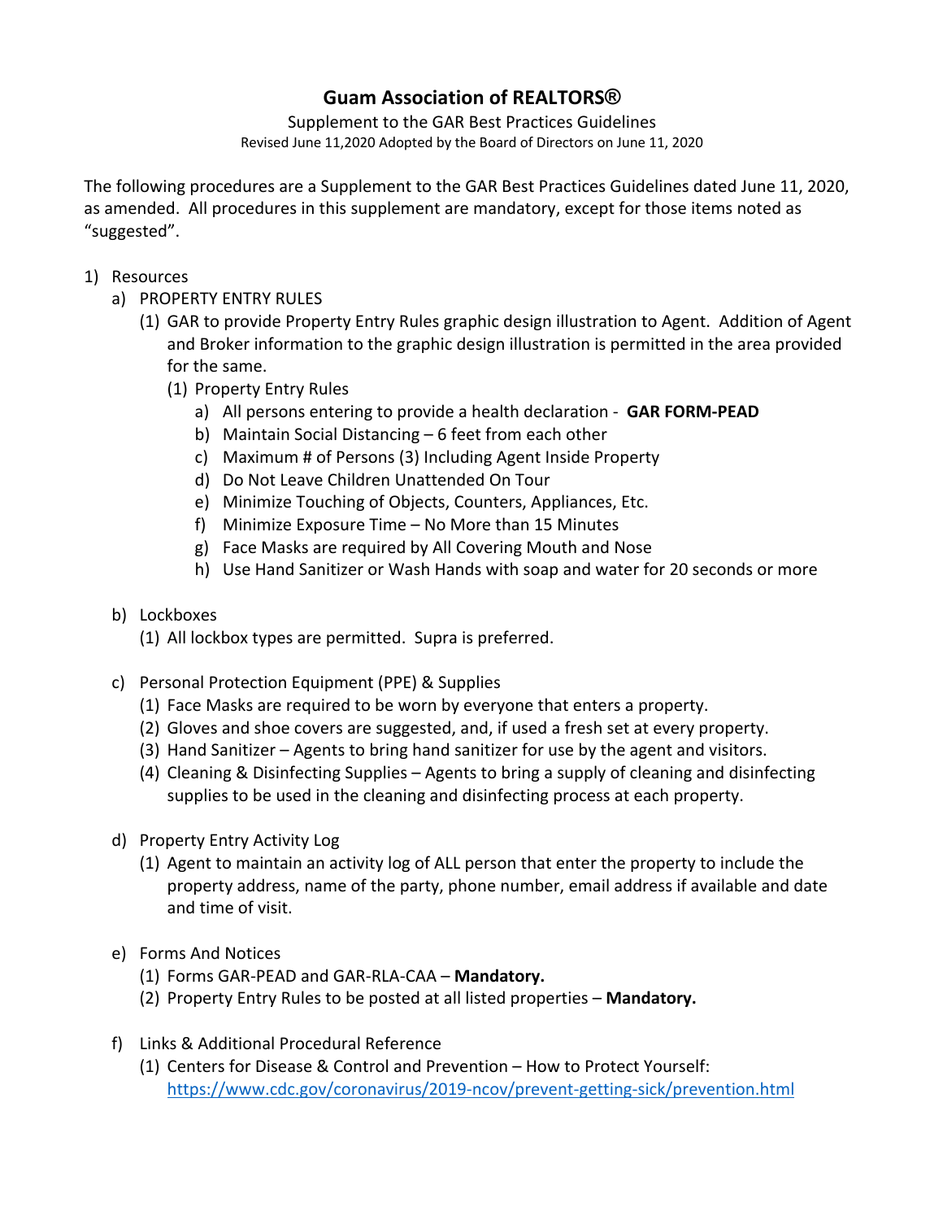# Guam Association of REALTORS®

Supplement to the GAR Best Practices Guidelines

Revised June 11,2020 Adopted by the Board of Directors on June 11, 2020

The following procedures are a Supplement to the GAR Best Practices Guidelines dated June 11, 2020, as amended. All procedures in this supplement are mandatory, except for those items noted as "suggested".

1) Resources
   a) PROPERTY ENTRY RULES
      (1) GAR to provide Property Entry Rules graphic design illustration to Agent. Addition of Agent and Broker information to the graphic design illustration is permitted in the area provided for the same.
         (1) Property Entry Rules
            a) All persons entering to provide a health declaration - **GAR FORM-PEAD**
            b) Maintain Social Distancing – 6 feet from each other
            c) Maximum # of Persons (3) Including Agent Inside Property
            d) Do Not Leave Children Unattended On Tour
            e) Minimize Touching of Objects, Counters, Appliances, Etc.
            f) Minimize Exposure Time – No More than 15 Minutes
            g) Face Masks are required by All Covering Mouth and Nose
            h) Use Hand Sanitizer or Wash Hands with soap and water for 20 seconds or more

   b) Lockboxes
      (1) All lockbox types are permitted. Supra is preferred.

   c) Personal Protection Equipment (PPE) & Supplies
      (1) Face Masks are required to be worn by everyone that enters a property.
      (2) Gloves and shoe covers are suggested, and, if used a fresh set at every property.
      (3) Hand Sanitizer – Agents to bring hand sanitizer for use by the agent and visitors.
      (4) Cleaning & Disinfecting Supplies – Agents to bring a supply of cleaning and disinfecting supplies to be used in the cleaning and disinfecting process at each property.

   d) Property Entry Activity Log
      (1) Agent to maintain an activity log of ALL person that enter the property to include the property address, name of the party, phone number, email address if available and date and time of visit.

   e) Forms And Notices
      (1) Forms GAR-PEAD and GAR-RLA-CAA – **Mandatory.**
      (2) Property Entry Rules to be posted at all listed properties – **Mandatory.**

   f) Links & Additional Procedural Reference
      (1) Centers for Disease & Control and Prevention – How to Protect Yourself: https://www.cdc.gov/coronavirus/2019-ncov/prevent-getting-sick/prevention.html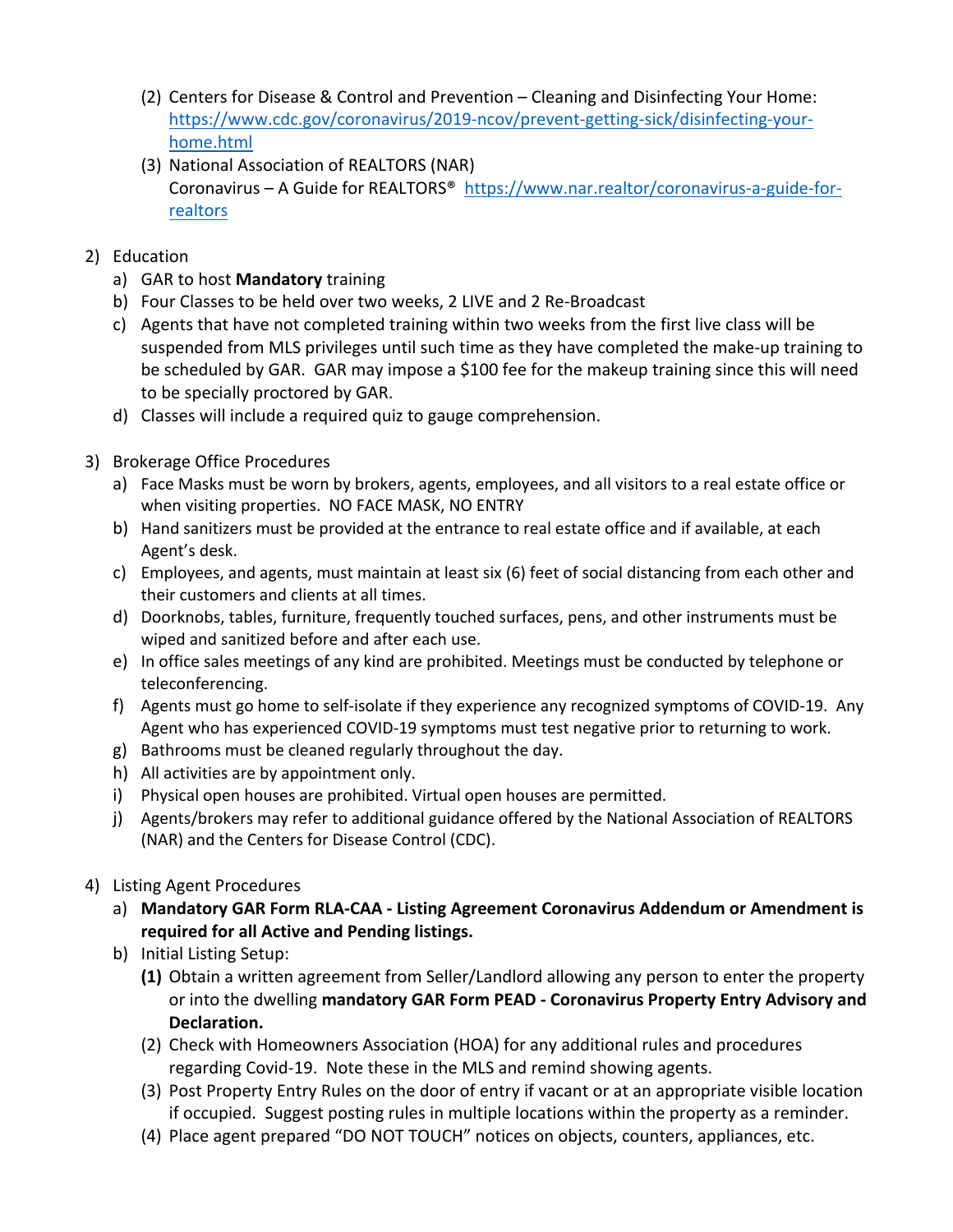(2) Centers for Disease & Control and Prevention – Cleaning and Disinfecting Your Home: https://www.cdc.gov/coronavirus/2019-ncov/prevent-getting-sick/disinfecting-your-home.html
   (3) National Association of REALTORS (NAR) Coronavirus – A Guide for REALTORS® https://www.nar.realtor/coronavirus-a-guide-for-realtors

2) Education
   a) GAR to host **Mandatory** training
   b) Four Classes to be held over two weeks, 2 LIVE and 2 Re-Broadcast
   c) Agents that have not completed training within two weeks from the first live class will be suspended from MLS privileges until such time as they have completed the make-up training to be scheduled by GAR. GAR may impose a $100 fee for the makeup training since this will need to be specially proctored by GAR.
   d) Classes will include a required quiz to gauge comprehension.

3) Brokerage Office Procedures
   a) Face Masks must be worn by brokers, agents, employees, and all visitors to a real estate office or when visiting properties. NO FACE MASK, NO ENTRY
   b) Hand sanitizers must be provided at the entrance to real estate office and if available, at each Agent's desk.
   c) Employees, and agents, must maintain at least six (6) feet of social distancing from each other and their customers and clients at all times.
   d) Doorknobs, tables, furniture, frequently touched surfaces, pens, and other instruments must be wiped and sanitized before and after each use.
   e) In office sales meetings of any kind are prohibited. Meetings must be conducted by telephone or teleconferencing.
   f) Agents must go home to self-isolate if they experience any recognized symptoms of COVID-19. Any Agent who has experienced COVID-19 symptoms must test negative prior to returning to work.
   g) Bathrooms must be cleaned regularly throughout the day.
   h) All activities are by appointment only.
   i) Physical open houses are prohibited. Virtual open houses are permitted.
   j) Agents/brokers may refer to additional guidance offered by the National Association of REALTORS (NAR) and the Centers for Disease Control (CDC).

4) Listing Agent Procedures
   a) **Mandatory GAR Form RLA-CAA - Listing Agreement Coronavirus Addendum or Amendment is required for all Active and Pending listings.**
   b) Initial Listing Setup:
      **(1)** Obtain a written agreement from Seller/Landlord allowing any person to enter the property or into the dwelling **mandatory GAR Form PEAD - Coronavirus Property Entry Advisory and Declaration.**
      (2) Check with Homeowners Association (HOA) for any additional rules and procedures regarding Covid-19. Note these in the MLS and remind showing agents.
      (3) Post Property Entry Rules on the door of entry if vacant or at an appropriate visible location if occupied. Suggest posting rules in multiple locations within the property as a reminder.
      (4) Place agent prepared "DO NOT TOUCH" notices on objects, counters, appliances, etc.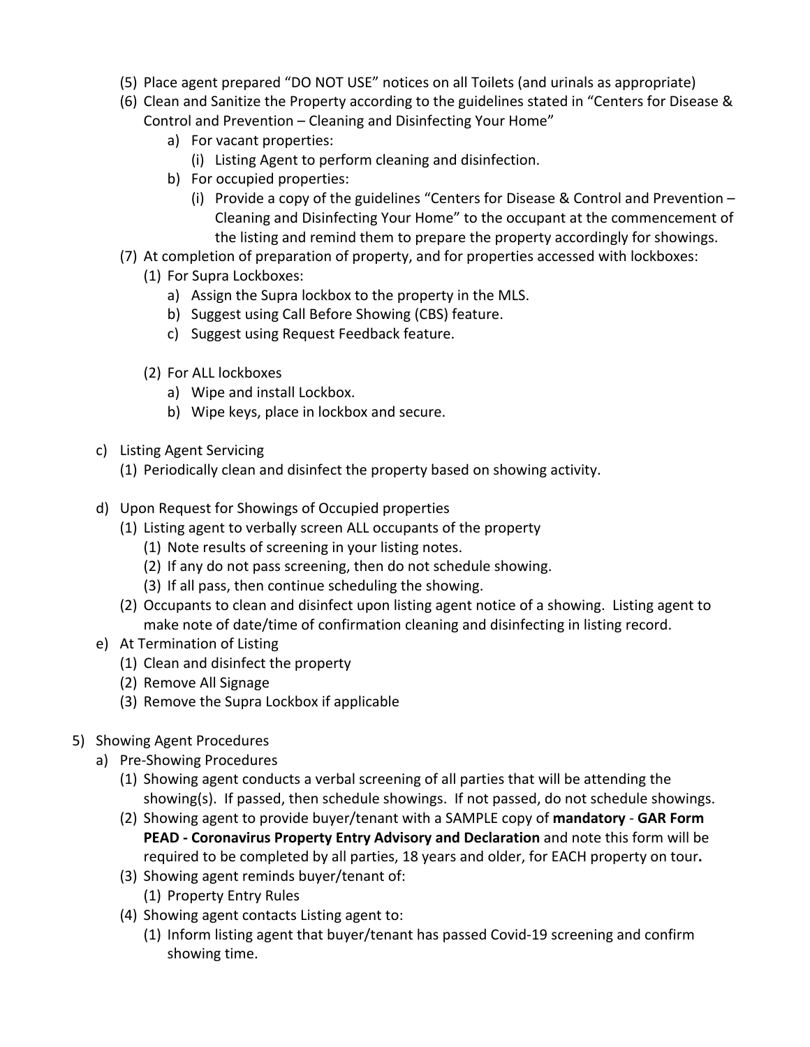(5) Place agent prepared "DO NOT USE" notices on all Toilets (and urinals as appropriate)
(6) Clean and Sanitize the Property according to the guidelines stated in "Centers for Disease & Control and Prevention – Cleaning and Disinfecting Your Home"
   a) For vacant properties:
      (i) Listing Agent to perform cleaning and disinfection.
   b) For occupied properties:
      (i) Provide a copy of the guidelines "Centers for Disease & Control and Prevention – Cleaning and Disinfecting Your Home" to the occupant at the commencement of the listing and remind them to prepare the property accordingly for showings.
(7) At completion of preparation of property, and for properties accessed with lockboxes:
   (1) For Supra Lockboxes:
      a) Assign the Supra lockbox to the property in the MLS.
      b) Suggest using Call Before Showing (CBS) feature.
      c) Suggest using Request Feedback feature.

   (2) For ALL lockboxes
      a) Wipe and install Lockbox.
      b) Wipe keys, place in lockbox and secure.

c) Listing Agent Servicing
   (1) Periodically clean and disinfect the property based on showing activity.

d) Upon Request for Showings of Occupied properties
   (1) Listing agent to verbally screen ALL occupants of the property
      (1) Note results of screening in your listing notes.
      (2) If any do not pass screening, then do not schedule showing.
      (3) If all pass, then continue scheduling the showing.
   (2) Occupants to clean and disinfect upon listing agent notice of a showing. Listing agent to make note of date/time of confirmation cleaning and disinfecting in listing record.
e) At Termination of Listing
   (1) Clean and disinfect the property
   (2) Remove All Signage
   (3) Remove the Supra Lockbox if applicable

5) Showing Agent Procedures
   a) Pre-Showing Procedures
      (1) Showing agent conducts a verbal screening of all parties that will be attending the showing(s). If passed, then schedule showings. If not passed, do not schedule showings.
      (2) Showing agent to provide buyer/tenant with a SAMPLE copy of **mandatory** - **GAR Form PEAD - Coronavirus Property Entry Advisory and Declaration** and note this form will be required to be completed by all parties, 18 years and older, for EACH property on tour**.**
      (3) Showing agent reminds buyer/tenant of:
         (1) Property Entry Rules
      (4) Showing agent contacts Listing agent to:
         (1) Inform listing agent that buyer/tenant has passed Covid-19 screening and confirm showing time.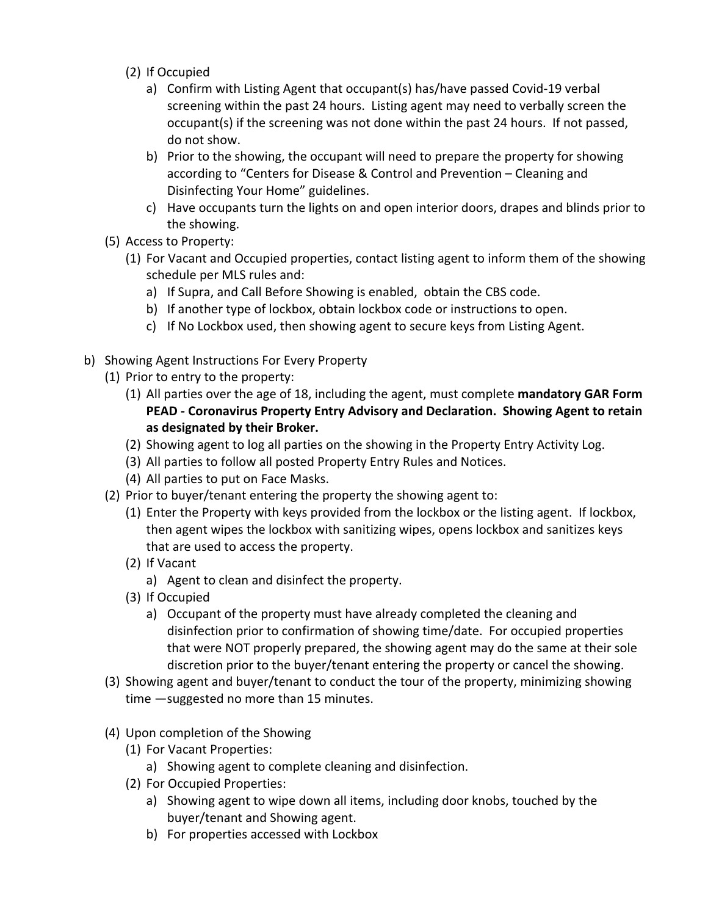(2) If Occupied
   a) Confirm with Listing Agent that occupant(s) has/have passed Covid-19 verbal screening within the past 24 hours. Listing agent may need to verbally screen the occupant(s) if the screening was not done within the past 24 hours. If not passed, do not show.
   b) Prior to the showing, the occupant will need to prepare the property for showing according to "Centers for Disease & Control and Prevention – Cleaning and Disinfecting Your Home" guidelines.
   c) Have occupants turn the lights on and open interior doors, drapes and blinds prior to the showing.

(5) Access to Property:
   (1) For Vacant and Occupied properties, contact listing agent to inform them of the showing schedule per MLS rules and:
      a) If Supra, and Call Before Showing is enabled, obtain the CBS code.
      b) If another type of lockbox, obtain lockbox code or instructions to open.
      c) If No Lockbox used, then showing agent to secure keys from Listing Agent.

b) Showing Agent Instructions For Every Property
   (1) Prior to entry to the property:
      (1) All parties over the age of 18, including the agent, must complete **mandatory GAR Form PEAD - Coronavirus Property Entry Advisory and Declaration. Showing Agent to retain as designated by their Broker.**
      (2) Showing agent to log all parties on the showing in the Property Entry Activity Log.
      (3) All parties to follow all posted Property Entry Rules and Notices.
      (4) All parties to put on Face Masks.
   (2) Prior to buyer/tenant entering the property the showing agent to:
      (1) Enter the Property with keys provided from the lockbox or the listing agent. If lockbox, then agent wipes the lockbox with sanitizing wipes, opens lockbox and sanitizes keys that are used to access the property.
      (2) If Vacant
         a) Agent to clean and disinfect the property.
      (3) If Occupied
         a) Occupant of the property must have already completed the cleaning and disinfection prior to confirmation of showing time/date. For occupied properties that were NOT properly prepared, the showing agent may do the same at their sole discretion prior to the buyer/tenant entering the property or cancel the showing.
   (3) Showing agent and buyer/tenant to conduct the tour of the property, minimizing showing time —suggested no more than 15 minutes.

   (4) Upon completion of the Showing
      (1) For Vacant Properties:
         a) Showing agent to complete cleaning and disinfection.
      (2) For Occupied Properties:
         a) Showing agent to wipe down all items, including door knobs, touched by the buyer/tenant and Showing agent.
         b) For properties accessed with Lockbox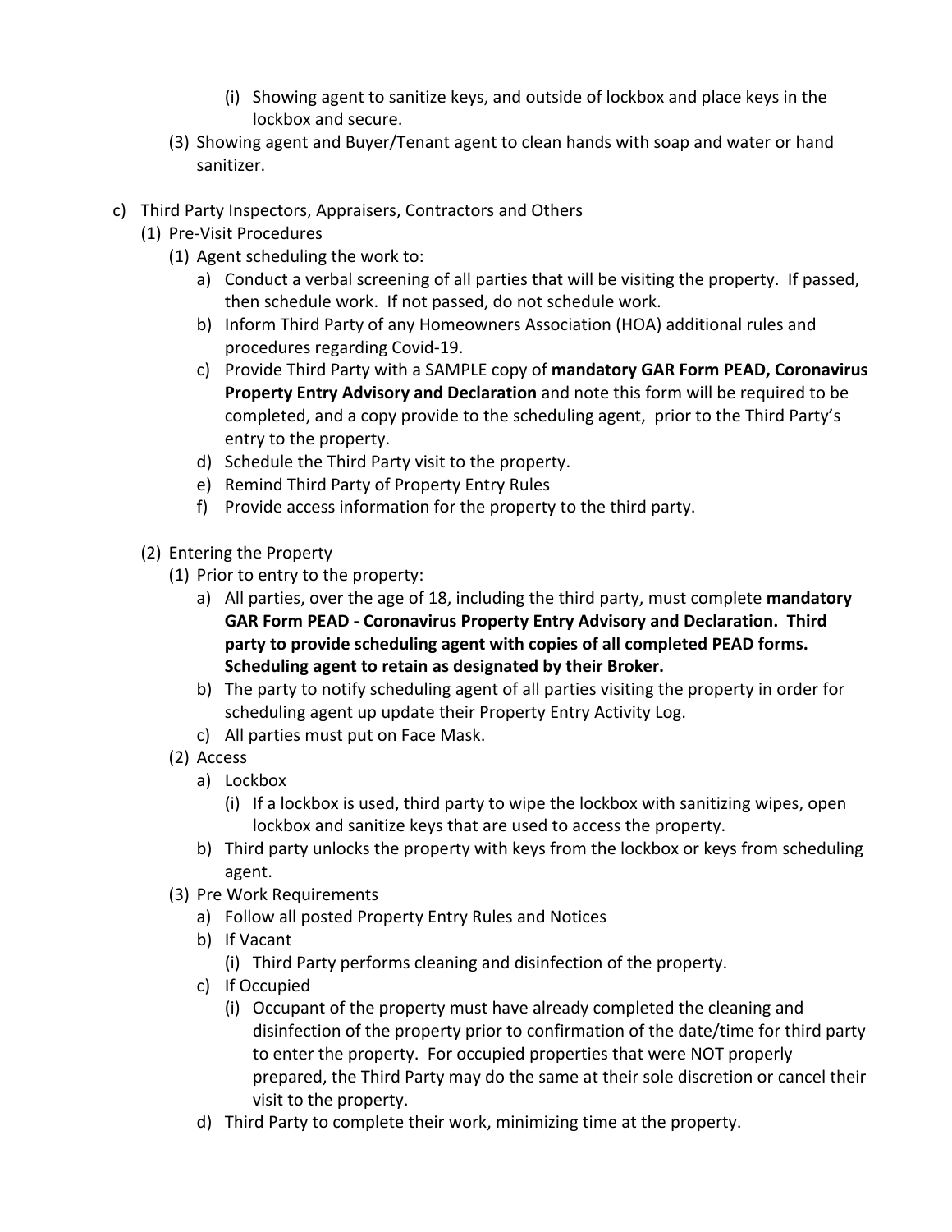(i) Showing agent to sanitize keys, and outside of lockbox and place keys in the lockbox and secure.
   (3) Showing agent and Buyer/Tenant agent to clean hands with soap and water or hand sanitizer.

c) Third Party Inspectors, Appraisers, Contractors and Others
   (1) Pre-Visit Procedures
      (1) Agent scheduling the work to:
         a) Conduct a verbal screening of all parties that will be visiting the property. If passed, then schedule work. If not passed, do not schedule work.
         b) Inform Third Party of any Homeowners Association (HOA) additional rules and procedures regarding Covid-19.
         c) Provide Third Party with a SAMPLE copy of **mandatory GAR Form PEAD, Coronavirus Property Entry Advisory and Declaration** and note this form will be required to be completed, and a copy provide to the scheduling agent, prior to the Third Party's entry to the property.
         d) Schedule the Third Party visit to the property.
         e) Remind Third Party of Property Entry Rules
         f) Provide access information for the property to the third party.

   (2) Entering the Property
      (1) Prior to entry to the property:
         a) All parties, over the age of 18, including the third party, must complete **mandatory GAR Form PEAD - Coronavirus Property Entry Advisory and Declaration. Third party to provide scheduling agent with copies of all completed PEAD forms. Scheduling agent to retain as designated by their Broker.**
         b) The party to notify scheduling agent of all parties visiting the property in order for scheduling agent up update their Property Entry Activity Log.
         c) All parties must put on Face Mask.
      (2) Access
         a) Lockbox
            (i) If a lockbox is used, third party to wipe the lockbox with sanitizing wipes, open lockbox and sanitize keys that are used to access the property.
         b) Third party unlocks the property with keys from the lockbox or keys from scheduling agent.
      (3) Pre Work Requirements
         a) Follow all posted Property Entry Rules and Notices
         b) If Vacant
            (i) Third Party performs cleaning and disinfection of the property.
         c) If Occupied
            (i) Occupant of the property must have already completed the cleaning and disinfection of the property prior to confirmation of the date/time for third party to enter the property. For occupied properties that were NOT properly prepared, the Third Party may do the same at their sole discretion or cancel their visit to the property.
         d) Third Party to complete their work, minimizing time at the property.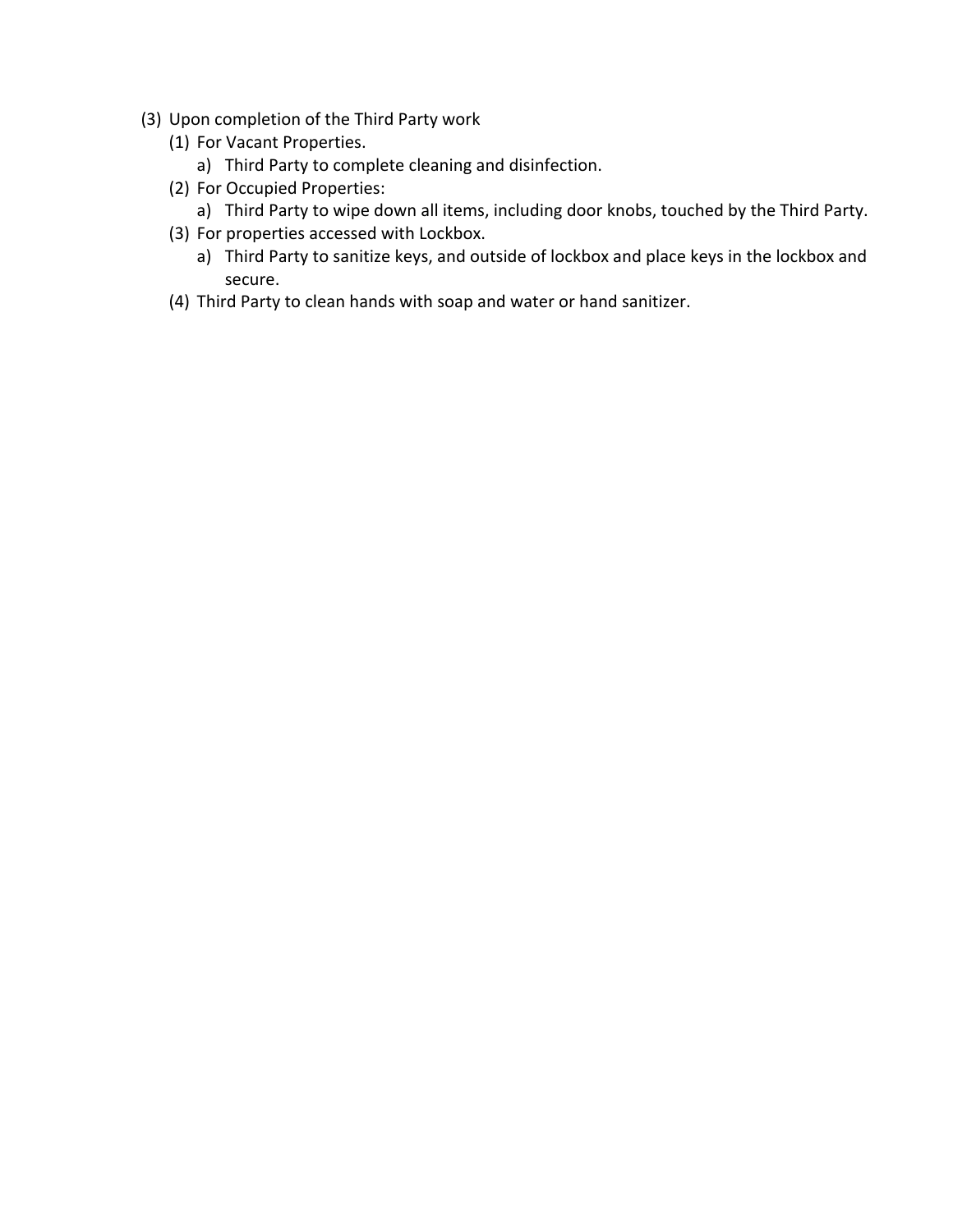(3) Upon completion of the Third Party work
   (1) For Vacant Properties.
      a) Third Party to complete cleaning and disinfection.
   (2) For Occupied Properties:
      a) Third Party to wipe down all items, including door knobs, touched by the Third Party.
   (3) For properties accessed with Lockbox.
      a) Third Party to sanitize keys, and outside of lockbox and place keys in the lockbox and secure.
   (4) Third Party to clean hands with soap and water or hand sanitizer.